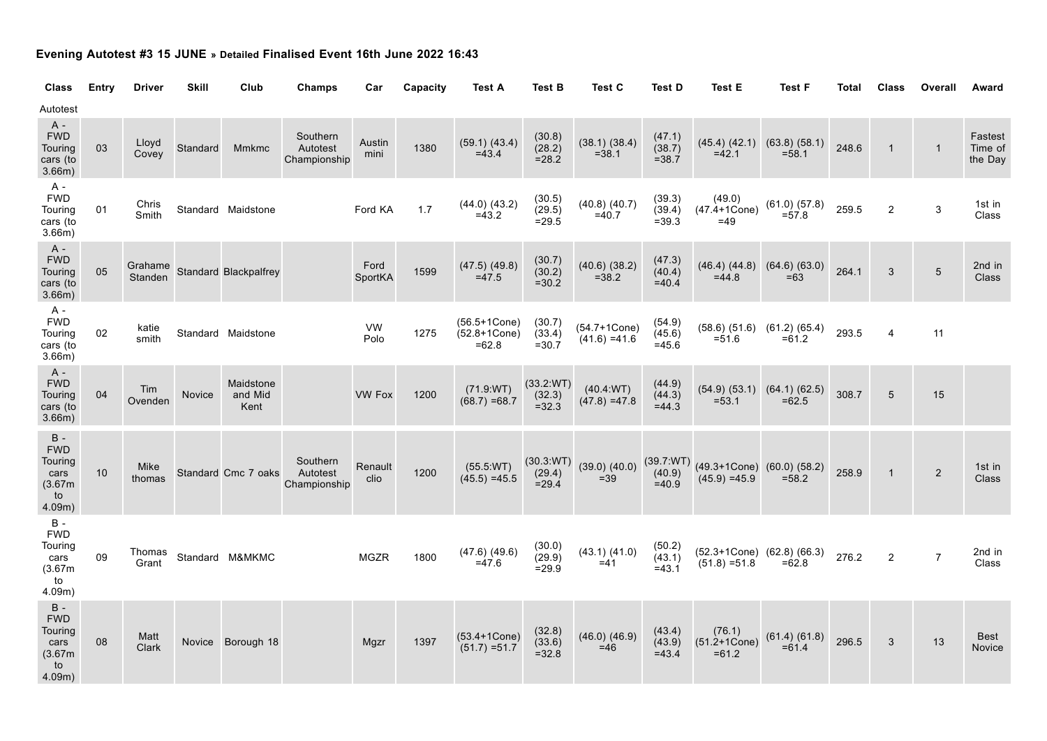**Evening Autotest #3 15 JUNE » Detailed Finalised Event 16th June 2022 16:43**

| Class | Entry | Driver | Skill | Club | Champs | Car | Capacity | Test A | Test B | Test C | Test D | Test E | Test F | Total | Class | Overall | Award |
|---|---|---|---|---|---|---|---|---|---|---|---|---|---|---|---|---|---|
| Autotest | | | | | | | | | | | | | | | | | |
| A - FWD Touring cars (to 3.66m) | 03 | Lloyd Covey | Standard | Mmkmc | Southern Autotest Championship | Austin mini | 1380 | (59.1) (43.4) =43.4 | (30.8) (28.2) =28.2 | (38.1) (38.4) =38.1 | (47.1) (38.7) =38.7 | (45.4) (42.1) =42.1 | (63.8) (58.1) =58.1 | 248.6 | 1 | 1 | Fastest Time of the Day |
| A - FWD Touring cars (to 3.66m) | 01 | Chris Smith | Standard | Maidstone | | Ford KA | 1.7 | (44.0) (43.2) =43.2 | (30.5) (29.5) =29.5 | (40.8) (40.7) =40.7 | (39.3) (39.4) =39.3 | (49.0) (47.4+1Cone) =49 | (61.0) (57.8) =57.8 | 259.5 | 2 | 3 | 1st in Class |
| A - FWD Touring cars (to 3.66m) | 05 | Grahame Standen | Standard | Blackpalfrey | | Ford SportKA | 1599 | (47.5) (49.8) =47.5 | (30.7) (30.2) =30.2 | (40.6) (38.2) =38.2 | (47.3) (40.4) =40.4 | (46.4) (44.8) =44.8 | (64.6) (63.0) =63 | 264.1 | 3 | 5 | 2nd in Class |
| A - FWD Touring cars (to 3.66m) | 02 | katie smith | Standard | Maidstone | | VW Polo | 1275 | (56.5+1Cone) (52.8+1Cone) =62.8 | (30.7) (33.4) =30.7 | (54.7+1Cone) (41.6) =41.6 | (54.9) (45.6) =45.6 | (58.6) (51.6) =51.6 | (61.2) (65.4) =61.2 | 293.5 | 4 | 11 | |
| A - FWD Touring cars (to 3.66m) | 04 | Tim Ovenden | Novice | Maidstone and Mid Kent | | VW Fox | 1200 | (71.9:WT) (68.7) =68.7 | (33.2:WT) (32.3) =32.3 | (40.4:WT) (47.8) =47.8 | (44.9) (44.3) =44.3 | (54.9) (53.1) =53.1 | (64.1) (62.5) =62.5 | 308.7 | 5 | 15 | |
| B - FWD Touring cars (3.67m to 4.09m) | 10 | Mike thomas | Standard | Cmc 7 oaks | Southern Autotest Championship | Renault clio | 1200 | (55.5:WT) (45.5) =45.5 | (30.3:WT) (29.4) =29.4 | (39.0) (40.0) =39 | (39.7:WT) (40.9) =40.9 | (49.3+1Cone) (45.9) =45.9 | (60.0) (58.2) =58.2 | 258.9 | 1 | 2 | 1st in Class |
| B - FWD Touring cars (3.67m to 4.09m) | 09 | Thomas Grant | Standard | M&MKMC | | MGZR | 1800 | (47.6) (49.6) =47.6 | (30.0) (29.9) =29.9 | (43.1) (41.0) =41 | (50.2) (43.1) =43.1 | (52.3+1Cone) (51.8) =51.8 | (62.8) (66.3) =62.8 | 276.2 | 2 | 7 | 2nd in Class |
| B - FWD Touring cars (3.67m to 4.09m) | 08 | Matt Clark | Novice | Borough 18 | | Mgzr | 1397 | (53.4+1Cone) (51.7) =51.7 | (32.8) (33.6) =32.8 | (46.0) (46.9) =46 | (43.4) (43.9) =43.4 | (76.1) (51.2+1Cone) =61.2 | (61.4) (61.8) =61.4 | 296.5 | 3 | 13 | Best Novice |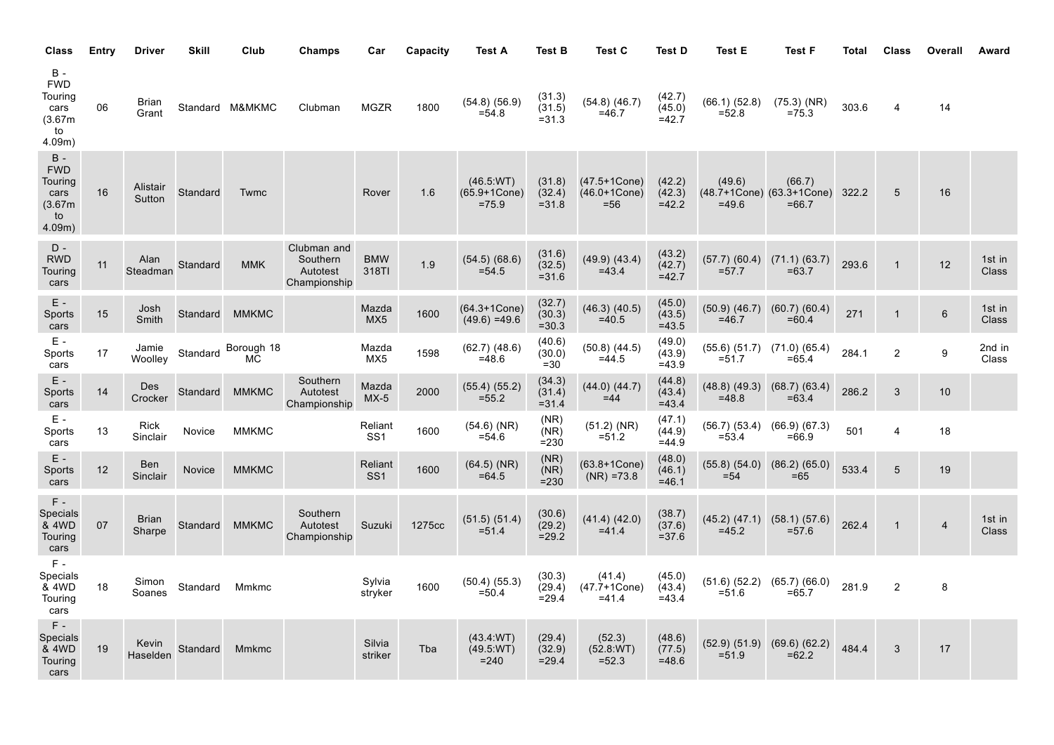| Class | Entry | Driver | Skill | Club | Champs | Car | Capacity | Test A | Test B | Test C | Test D | Test E | Test F | Total | Class | Overall | Award |
|---|---|---|---|---|---|---|---|---|---|---|---|---|---|---|---|---|---|
| B - FWD Touring cars (3.67m to 4.09m) | 06 | Brian Grant | Standard | M&MKMC | Clubman | MGZR | 1800 | (54.8) (56.9) =54.8 | (31.3) (31.5) =31.3 | (54.8) (46.7) =46.7 | (42.7) (45.0) =42.7 | (66.1) (52.8) =52.8 | (75.3) (NR) =75.3 | 303.6 | 4 | 14 | |
| B - FWD Touring cars (3.67m to 4.09m) | 16 | Alistair Sutton | Standard | Twmc | | Rover | 1.6 | (46.5:WT) (65.9+1Cone) =75.9 | (31.8) (32.4) =31.8 | (47.5+1Cone) (46.0+1Cone) =56 | (42.2) (42.3) =42.2 | (49.6) (48.7+1Cone) =49.6 | (66.7) (63.3+1Cone) =66.7 | 322.2 | 5 | 16 | |
| D - RWD Touring cars | 11 | Alan Steadman | Standard | MMK | Clubman and Southern Autotest Championship | BMW 318TI | 1.9 | (54.5) (68.6) =54.5 | (31.6) (32.5) =31.6 | (49.9) (43.4) =43.4 | (43.2) (42.7) =42.7 | (57.7) (60.4) =57.7 | (71.1) (63.7) =63.7 | 293.6 | 1 | 12 | 1st in Class |
| E - Sports cars | 15 | Josh Smith | Standard | MMKMC | | Mazda MX5 | 1600 | (64.3+1Cone) (49.6) =49.6 | (32.7) (30.3) =30.3 | (46.3) (40.5) =40.5 | (45.0) (43.5) =43.5 | (50.9) (46.7) =46.7 | (60.7) (60.4) =60.4 | 271 | 1 | 6 | 1st in Class |
| E - Sports cars | 17 | Jamie Woolley | Standard | Borough 18 MC | | Mazda MX5 | 1598 | (62.7) (48.6) =48.6 | (40.6) (30.0) =30 | (50.8) (44.5) =44.5 | (49.0) (43.9) =43.9 | (55.6) (51.7) =51.7 | (71.0) (65.4) =65.4 | 284.1 | 2 | 9 | 2nd in Class |
| E - Sports cars | 14 | Des Crocker | Standard | MMKMC | Southern Autotest Championship | Mazda MX-5 | 2000 | (55.4) (55.2) =55.2 | (34.3) (31.4) =31.4 | (44.0) (44.7) =44 | (44.8) (43.4) =43.4 | (48.8) (49.3) =48.8 | (68.7) (63.4) =63.4 | 286.2 | 3 | 10 | |
| E - Sports cars | 13 | Rick Sinclair | Novice | MMKMC | | Reliant SS1 | 1600 | (54.6) (NR) =54.6 | (NR) (NR) =230 | (51.2) (NR) =51.2 | (47.1) (44.9) =44.9 | (56.7) (53.4) =53.4 | (66.9) (67.3) =66.9 | 501 | 4 | 18 | |
| E - Sports cars | 12 | Ben Sinclair | Novice | MMKMC | | Reliant SS1 | 1600 | (64.5) (NR) =64.5 | (NR) (NR) =230 | (63.8+1Cone) (NR) =73.8 | (48.0) (46.1) =46.1 | (55.8) (54.0) =54 | (86.2) (65.0) =65 | 533.4 | 5 | 19 | |
| F - Specials & 4WD Touring cars | 07 | Brian Sharpe | Standard | MMKMC | Southern Autotest Championship | Suzuki | 1275cc | (51.5) (51.4) =51.4 | (30.6) (29.2) =29.2 | (41.4) (42.0) =41.4 | (38.7) (37.6) =37.6 | (45.2) (47.1) =45.2 | (58.1) (57.6) =57.6 | 262.4 | 1 | 4 | 1st in Class |
| F - Specials & 4WD Touring cars | 18 | Simon Soanes | Standard | Mmkmc | | Sylvia stryker | 1600 | (50.4) (55.3) =50.4 | (30.3) (29.4) =29.4 | (41.4) (47.7+1Cone) =41.4 | (45.0) (43.4) =43.4 | (51.6) (52.2) =51.6 | (65.7) (66.0) =65.7 | 281.9 | 2 | 8 | |
| F - Specials & 4WD Touring cars | 19 | Kevin Haselden | Standard | Mmkmc | | Silvia striker | Tba | (43.4:WT) (49.5:WT) =240 | (29.4) (32.9) =29.4 | (52.3) (52.8:WT) =52.3 | (48.6) (77.5) =48.6 | (52.9) (51.9) =51.9 | (69.6) (62.2) =62.2 | 484.4 | 3 | 17 | |